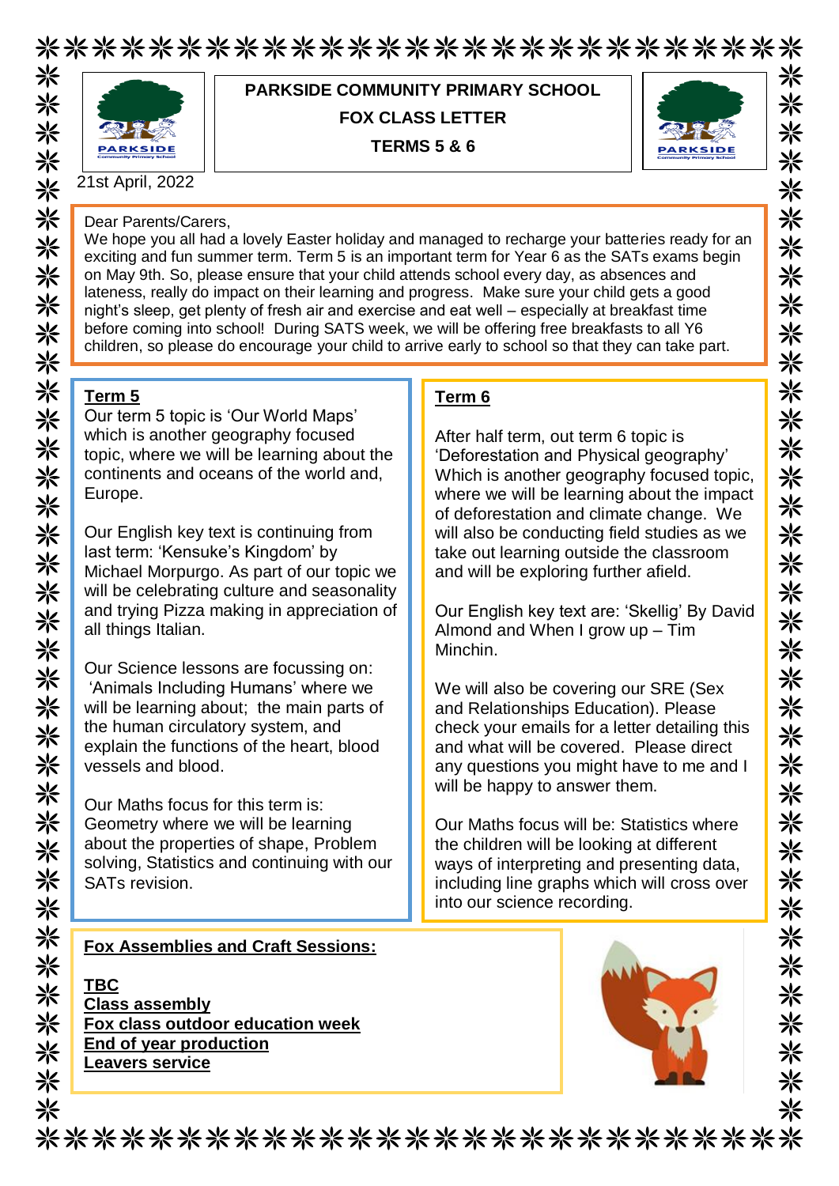# PARKSIDE COMMUNITY PRIMARY SCHOOL

## FOX CLASS LETTER

## TERMS 5 & 6

21st April, 2022

Dear Parents/Carers,
We hope you all had a lovely Easter holiday and managed to recharge your batteries ready for an exciting and fun summer term. Term 5 is an important term for Year 6 as the SATs exams begin on May 9th. So, please ensure that your child attends school every day, as absences and lateness, really do impact on their learning and progress. Make sure your child gets a good night's sleep, get plenty of fresh air and exercise and eat well – especially at breakfast time before coming into school! During SATS week, we will be offering free breakfasts to all Y6 children, so please do encourage your child to arrive early to school so that they can take part.

### Term 5

Our term 5 topic is 'Our World Maps' which is another geography focused topic, where we will be learning about the continents and oceans of the world and, Europe.

Our English key text is continuing from last term: 'Kensuke's Kingdom' by Michael Morpurgo. As part of our topic we will be celebrating culture and seasonality and trying Pizza making in appreciation of all things Italian.

Our Science lessons are focussing on: 'Animals Including Humans' where we will be learning about; the main parts of the human circulatory system, and explain the functions of the heart, blood vessels and blood.

Our Maths focus for this term is: Geometry where we will be learning about the properties of shape, Problem solving, Statistics and continuing with our SATs revision.

### Term 6

After half term, out term 6 topic is 'Deforestation and Physical geography' Which is another geography focused topic, where we will be learning about the impact of deforestation and climate change. We will also be conducting field studies as we take out learning outside the classroom and will be exploring further afield.

Our English key text are: 'Skellig' By David Almond and When I grow up – Tim Minchin.

We will also be covering our SRE (Sex and Relationships Education). Please check your emails for a letter detailing this and what will be covered. Please direct any questions you might have to me and I will be happy to answer them.

Our Maths focus will be: Statistics where the children will be looking at different ways of interpreting and presenting data, including line graphs which will cross over into our science recording.

### Fox Assemblies and Craft Sessions:

**TBC**
**Class assembly**
**Fox class outdoor education week**
**End of year production**
**Leavers service**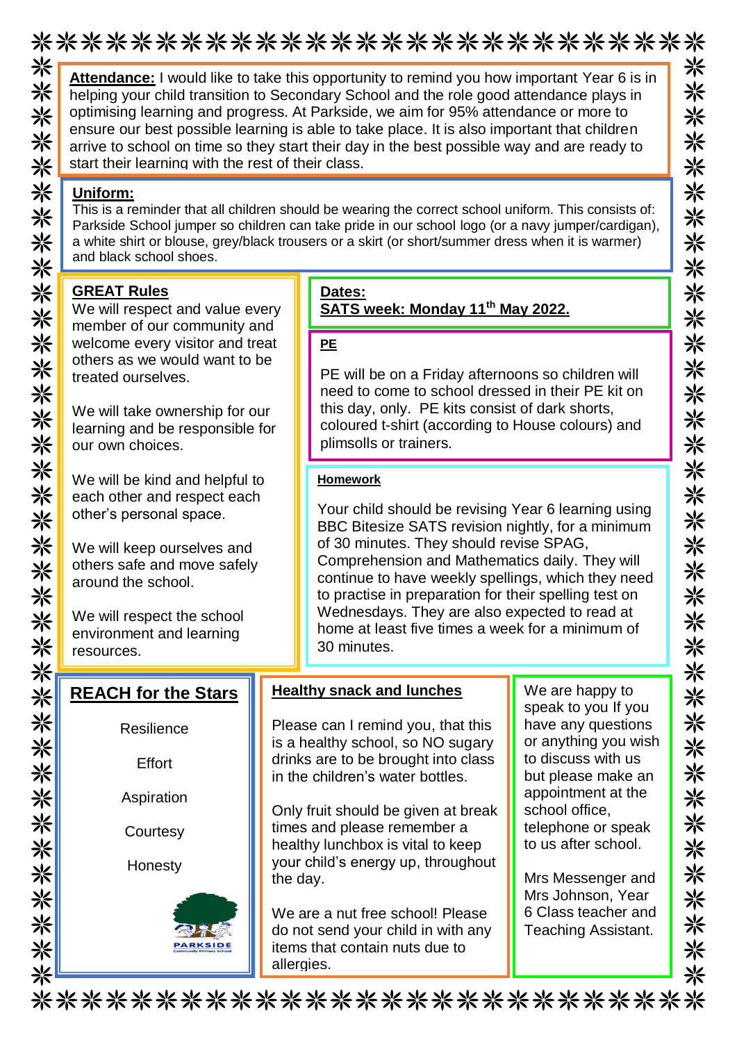**Attendance:** I would like to take this opportunity to remind you how important Year 6 is in helping your child transition to Secondary School and the role good attendance plays in optimising learning and progress. At Parkside, we aim for 95% attendance or more to ensure our best possible learning is able to take place. It is also important that children arrive to school on time so they start their day in the best possible way and are ready to start their learning with the rest of their class.

**Uniform:**

This is a reminder that all children should be wearing the correct school uniform. This consists of: Parkside School jumper so children can take pride in our school logo (or a navy jumper/cardigan), a white shirt or blouse, grey/black trousers or a skirt (or short/summer dress when it is warmer) and black school shoes.

**GREAT Rules**

We will respect and value every member of our community and welcome every visitor and treat others as we would want to be treated ourselves.

We will take ownership for our learning and be responsible for our own choices.

We will be kind and helpful to each other and respect each other's personal space.

We will keep ourselves and others safe and move safely around the school.

We will respect the school environment and learning resources.

**Dates:**

**SATS week: Monday 11th May 2022.**

**PE**

PE will be on a Friday afternoons so children will need to come to school dressed in their PE kit on this day, only. PE kits consist of dark shorts, coloured t-shirt (according to House colours) and plimsolls or trainers.

**Homework**

Your child should be revising Year 6 learning using BBC Bitesize SATS revision nightly, for a minimum of 30 minutes. They should revise SPAG, Comprehension and Mathematics daily. They will continue to have weekly spellings, which they need to practise in preparation for their spelling test on Wednesdays. They are also expected to read at home at least five times a week for a minimum of 30 minutes.

**REACH for the Stars**

Resilience

Effort

Aspiration

Courtesy

Honesty

PARKSIDE Community Primary School

**Healthy snack and lunches**

Please can I remind you, that this is a healthy school, so NO sugary drinks are to be brought into class in the children's water bottles.

Only fruit should be given at break times and please remember a healthy lunchbox is vital to keep your child's energy up, throughout the day.

We are a nut free school! Please do not send your child in with any items that contain nuts due to allergies.

We are happy to speak to you If you have any questions or anything you wish to discuss with us but please make an appointment at the school office, telephone or speak to us after school.

Mrs Messenger and Mrs Johnson, Year 6 Class teacher and Teaching Assistant.